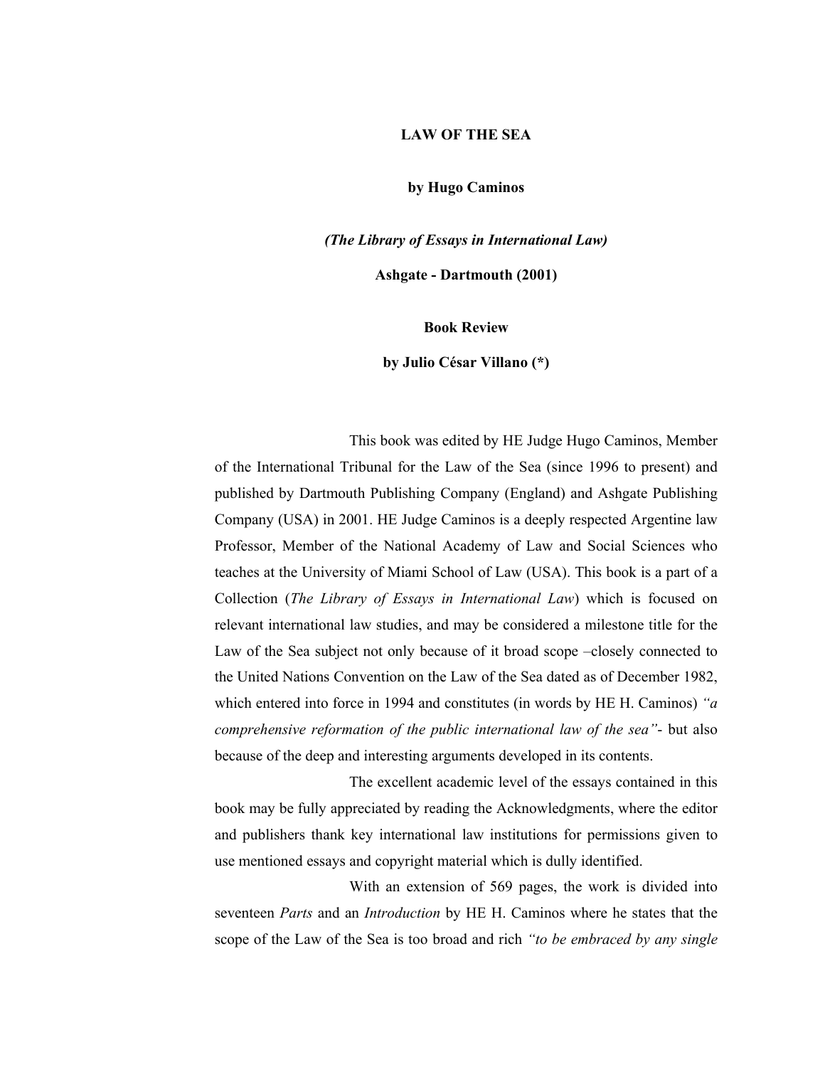# LAW OF THE SEA

**by Hugo Caminos**

***(The Library of Essays in International Law)***

**Ashgate - Dartmouth (2001)**

**Book Review**

**by Julio César Villano (*)**

This book was edited by HE Judge Hugo Caminos, Member of the International Tribunal for the Law of the Sea (since 1996 to present) and published by Dartmouth Publishing Company (England) and Ashgate Publishing Company (USA) in 2001. HE Judge Caminos is a deeply respected Argentine law Professor, Member of the National Academy of Law and Social Sciences who teaches at the University of Miami School of Law (USA). This book is a part of a Collection (*The Library of Essays in International Law*) which is focused on relevant international law studies, and may be considered a milestone title for the Law of the Sea subject not only because of it broad scope –closely connected to the United Nations Convention on the Law of the Sea dated as of December 1982, which entered into force in 1994 and constitutes (in words by HE H. Caminos) *"a comprehensive reformation of the public international law of the sea"*- but also because of the deep and interesting arguments developed in its contents.

The excellent academic level of the essays contained in this book may be fully appreciated by reading the Acknowledgments, where the editor and publishers thank key international law institutions for permissions given to use mentioned essays and copyright material which is dully identified.

With an extension of 569 pages, the work is divided into seventeen *Parts* and an *Introduction* by HE H. Caminos where he states that the scope of the Law of the Sea is too broad and rich *"to be embraced by any single*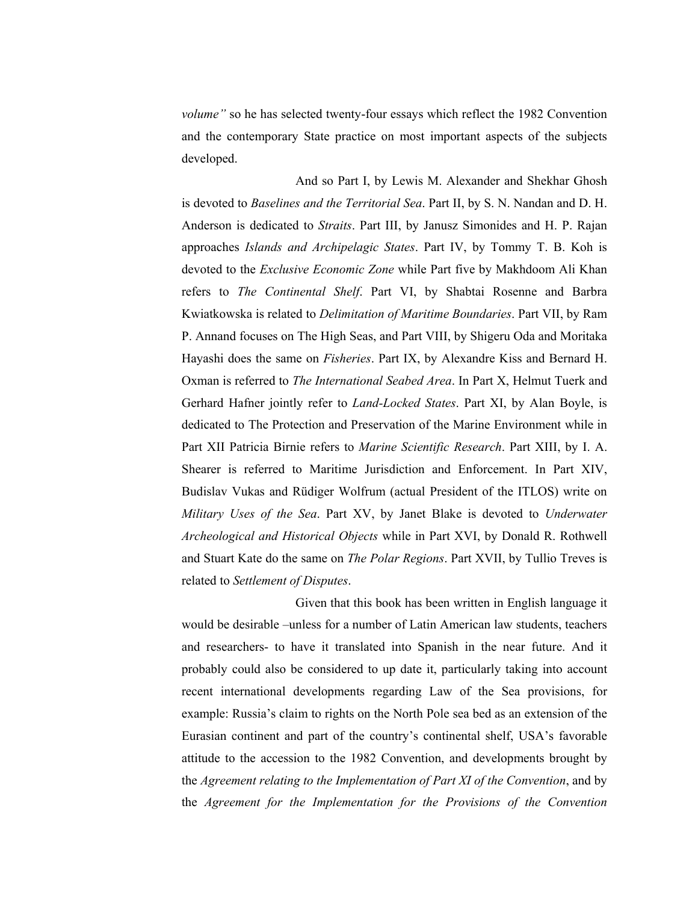*volume”* so he has selected twenty-four essays which reflect the 1982 Convention and the contemporary State practice on most important aspects of the subjects developed.

And so Part I, by Lewis M. Alexander and Shekhar Ghosh is devoted to *Baselines and the Territorial Sea*. Part II, by S. N. Nandan and D. H. Anderson is dedicated to *Straits*. Part III, by Janusz Simonides and H. P. Rajan approaches *Islands and Archipelagic States*. Part IV, by Tommy T. B. Koh is devoted to the *Exclusive Economic Zone* while Part five by Makhdoom Ali Khan refers to *The Continental Shelf*. Part VI, by Shabtai Rosenne and Barbra Kwiatkowska is related to *Delimitation of Maritime Boundaries*. Part VII, by Ram P. Annand focuses on The High Seas, and Part VIII, by Shigeru Oda and Moritaka Hayashi does the same on *Fisheries*. Part IX, by Alexandre Kiss and Bernard H. Oxman is referred to *The International Seabed Area*. In Part X, Helmut Tuerk and Gerhard Hafner jointly refer to *Land-Locked States*. Part XI, by Alan Boyle, is dedicated to The Protection and Preservation of the Marine Environment while in Part XII Patricia Birnie refers to *Marine Scientific Research*. Part XIII, by I. A. Shearer is referred to Maritime Jurisdiction and Enforcement. In Part XIV, Budislav Vukas and Rüdiger Wolfrum (actual President of the ITLOS) write on *Military Uses of the Sea*. Part XV, by Janet Blake is devoted to *Underwater Archeological and Historical Objects* while in Part XVI, by Donald R. Rothwell and Stuart Kate do the same on *The Polar Regions*. Part XVII, by Tullio Treves is related to *Settlement of Disputes*.

Given that this book has been written in English language it would be desirable –unless for a number of Latin American law students, teachers and researchers- to have it translated into Spanish in the near future. And it probably could also be considered to up date it, particularly taking into account recent international developments regarding Law of the Sea provisions, for example: Russia’s claim to rights on the North Pole sea bed as an extension of the Eurasian continent and part of the country’s continental shelf, USA’s favorable attitude to the accession to the 1982 Convention, and developments brought by the *Agreement relating to the Implementation of Part XI of the Convention*, and by the *Agreement for the Implementation for the Provisions of the Convention*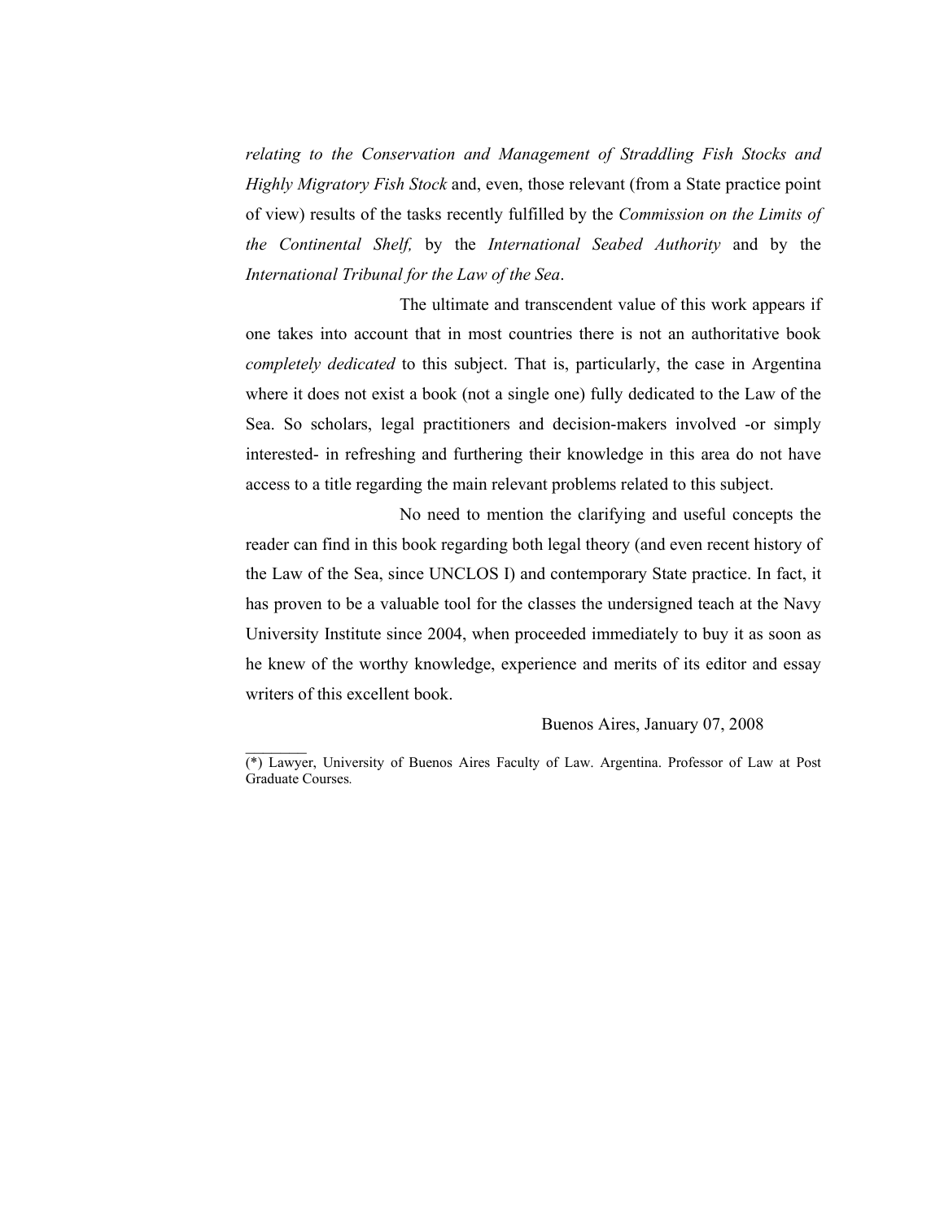*relating to the Conservation and Management of Straddling Fish Stocks and Highly Migratory Fish Stock* and, even, those relevant (from a State practice point of view) results of the tasks recently fulfilled by the *Commission on the Limits of the Continental Shelf,* by the *International Seabed Authority* and by the *International Tribunal for the Law of the Sea*.

The ultimate and transcendent value of this work appears if one takes into account that in most countries there is not an authoritative book *completely dedicated* to this subject. That is, particularly, the case in Argentina where it does not exist a book (not a single one) fully dedicated to the Law of the Sea. So scholars, legal practitioners and decision-makers involved -or simply interested- in refreshing and furthering their knowledge in this area do not have access to a title regarding the main relevant problems related to this subject.

No need to mention the clarifying and useful concepts the reader can find in this book regarding both legal theory (and even recent history of the Law of the Sea, since UNCLOS I) and contemporary State practice. In fact, it has proven to be a valuable tool for the classes the undersigned teach at the Navy University Institute since 2004, when proceeded immediately to buy it as soon as he knew of the worthy knowledge, experience and merits of its editor and essay writers of this excellent book.

Buenos Aires, January 07, 2008

________

(*) Lawyer, University of Buenos Aires Faculty of Law. Argentina. Professor of Law at Post Graduate Courses.